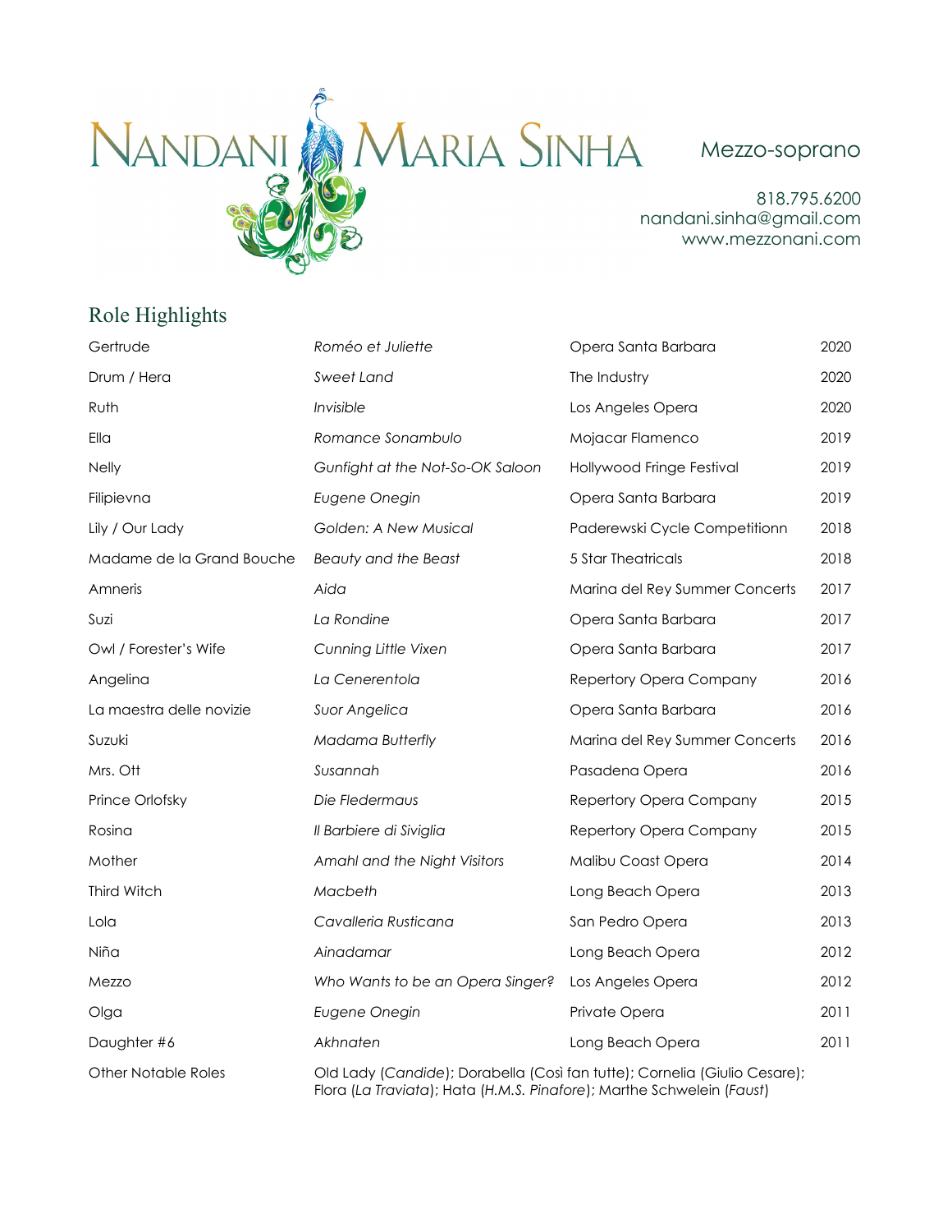# Nandani Maria Sinha

Mezzo-soprano

818.795.6200
nandani.sinha@gmail.com
www.mezzonani.com

## Role Highlights

| | | | |
|---|---|---|---|
| Gertrude | *Roméo et Juliette* | Opera Santa Barbara | 2020 |
| Drum / Hera | *Sweet Land* | The Industry | 2020 |
| Ruth | *Invisible* | Los Angeles Opera | 2020 |
| Ella | *Romance Sonambulo* | Mojacar Flamenco | 2019 |
| Nelly | *Gunfight at the Not-So-OK Saloon* | Hollywood Fringe Festival | 2019 |
| Filipievna | *Eugene Onegin* | Opera Santa Barbara | 2019 |
| Lily / Our Lady | *Golden: A New Musical* | Paderewski Cycle Competitionn | 2018 |
| Madame de la Grand Bouche | *Beauty and the Beast* | 5 Star Theatricals | 2018 |
| Amneris | *Aida* | Marina del Rey Summer Concerts | 2017 |
| Suzi | *La Rondine* | Opera Santa Barbara | 2017 |
| Owl / Forester's Wife | *Cunning Little Vixen* | Opera Santa Barbara | 2017 |
| Angelina | *La Cenerentola* | Repertory Opera Company | 2016 |
| La maestra delle novizie | *Suor Angelica* | Opera Santa Barbara | 2016 |
| Suzuki | *Madama Butterfly* | Marina del Rey Summer Concerts | 2016 |
| Mrs. Ott | *Susannah* | Pasadena Opera | 2016 |
| Prince Orlofsky | *Die Fledermaus* | Repertory Opera Company | 2015 |
| Rosina | *Il Barbiere di Siviglia* | Repertory Opera Company | 2015 |
| Mother | *Amahl and the Night Visitors* | Malibu Coast Opera | 2014 |
| Third Witch | *Macbeth* | Long Beach Opera | 2013 |
| Lola | *Cavalleria Rusticana* | San Pedro Opera | 2013 |
| Niña | *Ainadamar* | Long Beach Opera | 2012 |
| Mezzo | *Who Wants to be an Opera Singer?* | Los Angeles Opera | 2012 |
| Olga | *Eugene Onegin* | Private Opera | 2011 |
| Daughter #6 | *Akhnaten* | Long Beach Opera | 2011 |

Other Notable Roles: Old Lady (*Candide*); Dorabella (*Così fan tutte*); Cornelia (*Giulio Cesare*); Flora (*La Traviata*); Hata (*H.M.S. Pinafore*); Marthe Schwelein (*Faust*)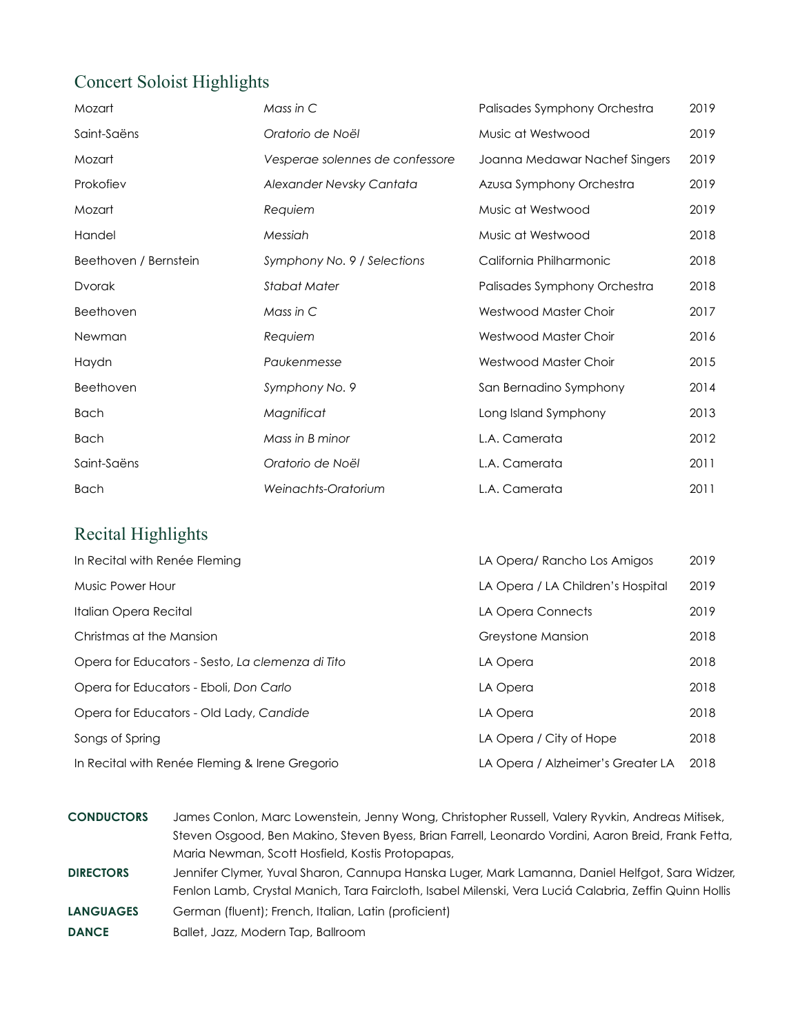## Concert Soloist Highlights

| | | | |
|---|---|---|---|
| Mozart | *Mass in C* | Palisades Symphony Orchestra | 2019 |
| Saint-Saëns | *Oratorio de Noël* | Music at Westwood | 2019 |
| Mozart | *Vesperae solennes de confessore* | Joanna Medawar Nachef Singers | 2019 |
| Prokofiev | *Alexander Nevsky Cantata* | Azusa Symphony Orchestra | 2019 |
| Mozart | *Requiem* | Music at Westwood | 2019 |
| Handel | *Messiah* | Music at Westwood | 2018 |
| Beethoven / Bernstein | *Symphony No. 9 / Selections* | California Philharmonic | 2018 |
| Dvorak | *Stabat Mater* | Palisades Symphony Orchestra | 2018 |
| Beethoven | *Mass in C* | Westwood Master Choir | 2017 |
| Newman | *Requiem* | Westwood Master Choir | 2016 |
| Haydn | *Paukenmesse* | Westwood Master Choir | 2015 |
| Beethoven | *Symphony No. 9* | San Bernadino Symphony | 2014 |
| Bach | *Magnificat* | Long Island Symphony | 2013 |
| Bach | *Mass in B minor* | L.A. Camerata | 2012 |
| Saint-Saëns | *Oratorio de Noël* | L.A. Camerata | 2011 |
| Bach | *Weinachts-Oratorium* | L.A. Camerata | 2011 |

## Recital Highlights

| | | |
|---|---|---|
| In Recital with Renée Fleming | LA Opera/ Rancho Los Amigos | 2019 |
| Music Power Hour | LA Opera / LA Children's Hospital | 2019 |
| Italian Opera Recital | LA Opera Connects | 2019 |
| Christmas at the Mansion | Greystone Mansion | 2018 |
| Opera for Educators - Sesto, *La clemenza di Tito* | LA Opera | 2018 |
| Opera for Educators - Eboli, *Don Carlo* | LA Opera | 2018 |
| Opera for Educators - Old Lady, *Candide* | LA Opera | 2018 |
| Songs of Spring | LA Opera / City of Hope | 2018 |
| In Recital with Renée Fleming & Irene Gregorio | LA Opera / Alzheimer's Greater LA | 2018 |

**CONDUCTORS** James Conlon, Marc Lowenstein, Jenny Wong, Christopher Russell, Valery Ryvkin, Andreas Mitisek, Steven Osgood, Ben Makino, Steven Byess, Brian Farrell, Leonardo Vordini, Aaron Breid, Frank Fetta, Maria Newman, Scott Hosfield, Kostis Protopapas,

**DIRECTORS** Jennifer Clymer, Yuval Sharon, Cannupa Hanska Luger, Mark Lamanna, Daniel Helfgot, Sara Widzer, Fenlon Lamb, Crystal Manich, Tara Faircloth, Isabel Milenski, Vera Luciá Calabria, Zeffin Quinn Hollis

**LANGUAGES** German (fluent); French, Italian, Latin (proficient)

**DANCE** Ballet, Jazz, Modern Tap, Ballroom